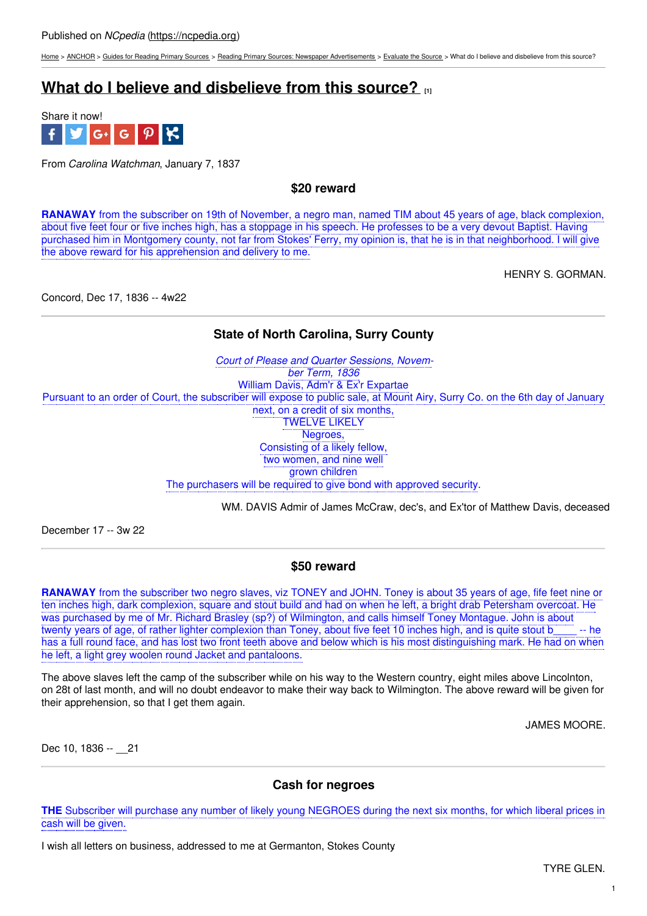Published on *NCpedia* (https://ncpedia.org)

Home > ANCHOR > Guides for Reading Primary Sources > Reading Primary Sources: Newspaper Advertisements > Evaluate the Source > What do I believe and disbelieve from this source?

# What do I believe and disbelieve from this source? [1]

Share it now!

From *Carolina Watchman*, January 7, 1837

### $20 reward

**RANAWAY** from the subscriber on 19th of November, a negro man, named TIM about 45 years of age, black complexion, about five feet four or five inches high, has a stoppage in his speech. He professes to be a very devout Baptist. Having purchased him in Montgomery county, not far from Stokes' Ferry, my opinion is, that he is in that neighborhood. I will give the above reward for his apprehension and delivery to me.

HENRY S. GORMAN.

Concord, Dec 17, 1836 -- 4w22

---

### State of North Carolina, Surry County

*Court of Please and Quarter Sessions, Novem-ber Term, 1836*

William Davis, Adm'r & Ex'r Expartae

Pursuant to an order of Court, the subscriber will expose to public sale, at Mount Airy, Surry Co. on the 6th day of January next, on a credit of six months,

TWELVE LIKELY

Negroes,

Consisting of a likely fellow,

two women, and nine well

grown children

The purchasers will be required to give bond with approved security.

WM. DAVIS Admir of James McCraw, dec's, and Ex'tor of Matthew Davis, deceased

December 17 -- 3w 22

---

### $50 reward

**RANAWAY** from the subscriber two negro slaves, viz TONEY and JOHN. Toney is about 35 years of age, fife feet nine or ten inches high, dark complexion, square and stout build and had on when he left, a bright drab Petersham overcoat. He was purchased by me of Mr. Richard Brasley (sp?) of Wilmington, and calls himself Toney Montague. John is about twenty years of age, of rather lighter complexion than Toney, about five feet 10 inches high, and is quite stout b____ -- he has a full round face, and has lost two front teeth above and below which is his most distinguishing mark. He had on when he left, a light grey woolen round Jacket and pantaloons.

The above slaves left the camp of the subscriber while on his way to the Western country, eight miles above Lincolnton, on 28t of last month, and will no doubt endeavor to make their way back to Wilmington. The above reward will be given for their apprehension, so that I get them again.

JAMES MOORE.

Dec 10, 1836 -- __21

---

### Cash for negroes

**THE** Subscriber will purchase any number of likely young NEGROES during the next six months, for which liberal prices in cash will be given.

I wish all letters on business, addressed to me at Germanton, Stokes County

TYRE GLEN.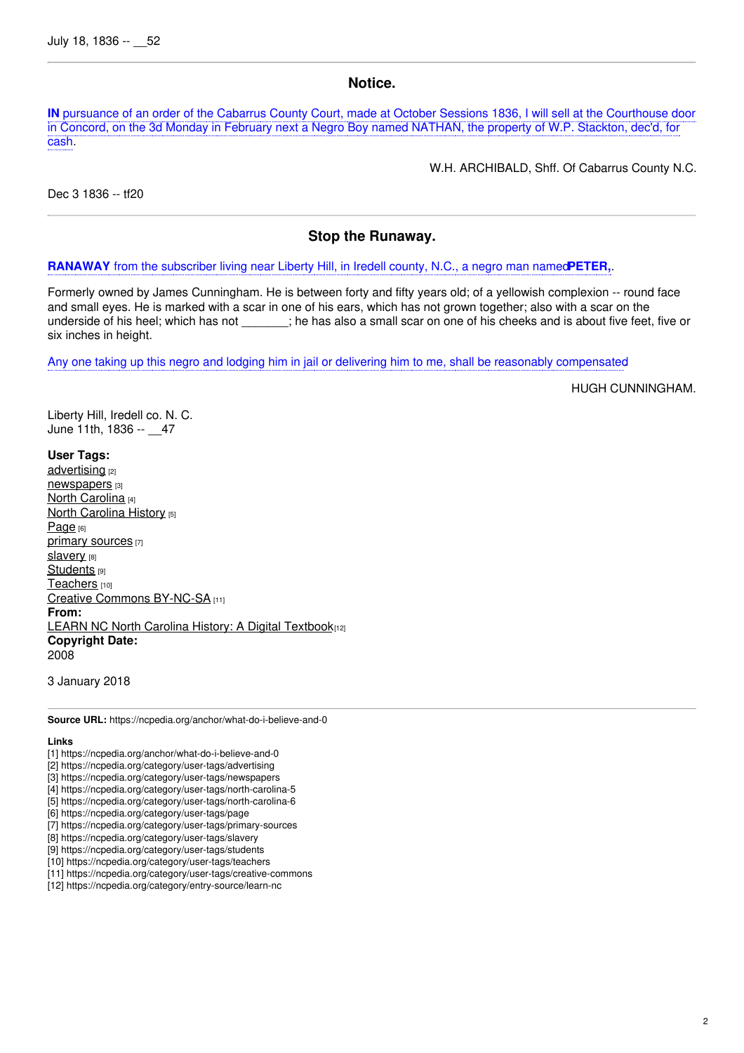July 18, 1836 -- __52

## Notice.

**IN** pursuance of an order of the Cabarrus County Court, made at October Sessions 1836, I will sell at the Courthouse door in Concord, on the 3d Monday in February next a Negro Boy named NATHAN, the property of W.P. Stackton, dec'd, for cash.

W.H. ARCHIBALD, Shff. Of Cabarrus County N.C.

Dec 3 1836 -- tf20

## Stop the Runaway.

**RANAWAY** from the subscriber living near Liberty Hill, in Iredell county, N.C., a negro man named **PETER,**.

Formerly owned by James Cunningham. He is between forty and fifty years old; of a yellowish complexion -- round face and small eyes. He is marked with a scar in one of his ears, which has not grown together; also with a scar on the underside of his heel; which has not _______; he has also a small scar on one of his cheeks and is about five feet, five or six inches in height.

Any one taking up this negro and lodging him in jail or delivering him to me, shall be reasonably compensated

HUGH CUNNINGHAM.

Liberty Hill, Iredell co. N. C.
June 11th, 1836 -- __47

**User Tags:**
advertising [2]
newspapers [3]
North Carolina [4]
North Carolina History [5]
Page [6]
primary sources [7]
slavery [8]
Students [9]
Teachers [10]
Creative Commons BY-NC-SA [11]
**From:**
LEARN NC North Carolina History: A Digital Textbook [12]
**Copyright Date:**
2008

3 January 2018

**Source URL:** https://ncpedia.org/anchor/what-do-i-believe-and-0

**Links**
[1] https://ncpedia.org/anchor/what-do-i-believe-and-0
[2] https://ncpedia.org/category/user-tags/advertising
[3] https://ncpedia.org/category/user-tags/newspapers
[4] https://ncpedia.org/category/user-tags/north-carolina-5
[5] https://ncpedia.org/category/user-tags/north-carolina-6
[6] https://ncpedia.org/category/user-tags/page
[7] https://ncpedia.org/category/user-tags/primary-sources
[8] https://ncpedia.org/category/user-tags/slavery
[9] https://ncpedia.org/category/user-tags/students
[10] https://ncpedia.org/category/user-tags/teachers
[11] https://ncpedia.org/category/user-tags/creative-commons
[12] https://ncpedia.org/category/entry-source/learn-nc